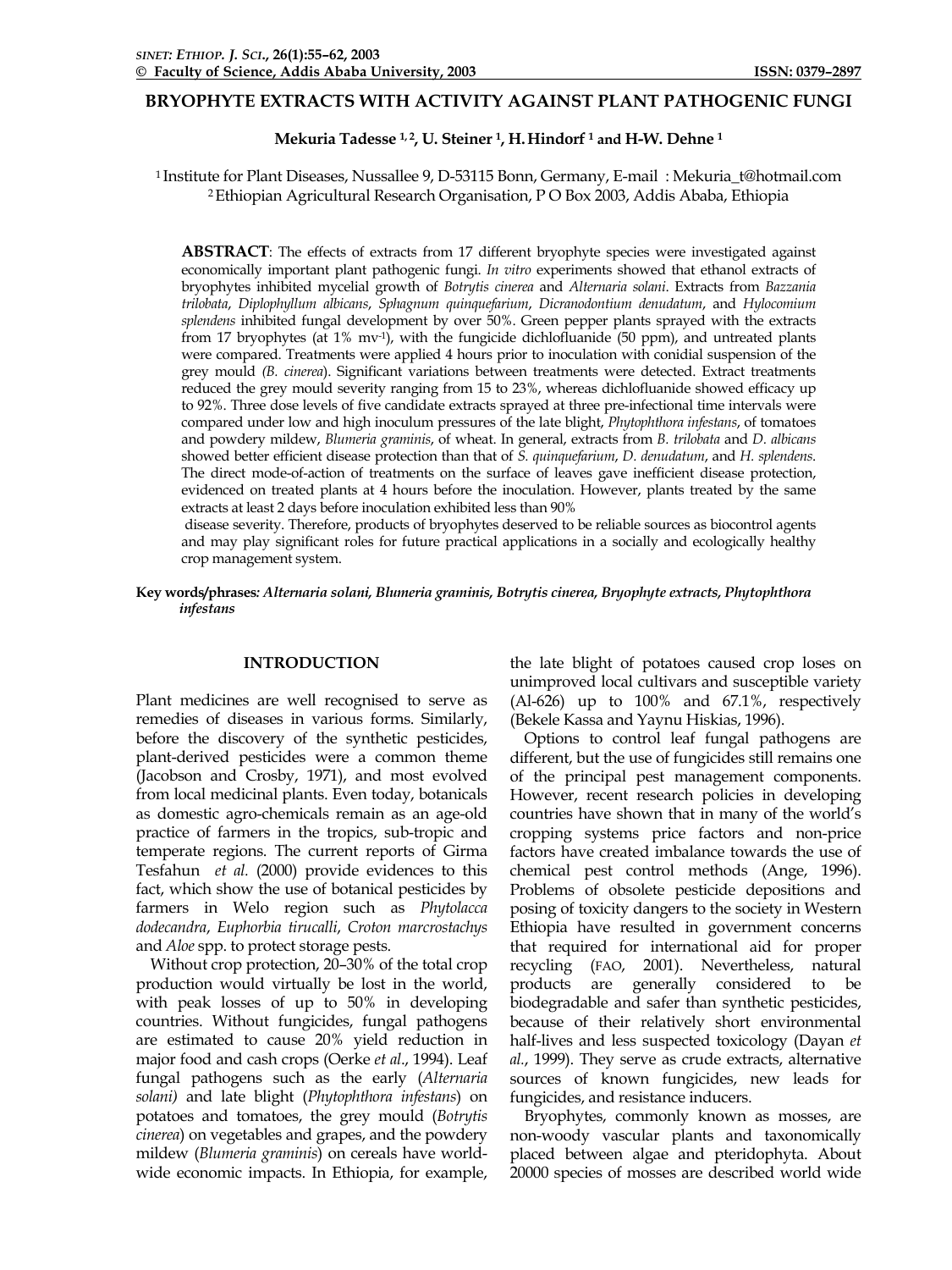# BRYOPHYTE EXTRACTS WITH ACTIVITY AGAINST PLANT PATHOGENIC FUNGI

**Mekuria Tadesse [1,2], U. Steiner [1], H. Hindorf [1] and H-W. Dehne [1]**

[1] Institute for Plant Diseases, Nussallee 9, D-53115 Bonn, Germany, E-mail : Mekuria_t@hotmail.com
[2] Ethiopian Agricultural Research Organisation, P O Box 2003, Addis Ababa, Ethiopia

**ABSTRACT**: The effects of extracts from 17 different bryophyte species were investigated against economically important plant pathogenic fungi. *In vitro* experiments showed that ethanol extracts of bryophytes inhibited mycelial growth of *Botrytis cinerea* and *Alternaria solani*. Extracts from *Bazzania trilobata*, *Diplophyllum albicans*, *Sphagnum quinquefarium*, *Dicranodontium denudatum*, and *Hylocomium splendens* inhibited fungal development by over 50%. Green pepper plants sprayed with the extracts from 17 bryophytes (at 1% $mv^{-1}$), with the fungicide dichlofluanide (50 ppm), and untreated plants were compared. Treatments were applied 4 hours prior to inoculation with conidial suspension of the grey mould *(B. cinerea)*. Significant variations between treatments were detected. Extract treatments reduced the grey mould severity ranging from 15 to 23%, whereas dichlofluanide showed efficacy up to 92%. Three dose levels of five candidate extracts sprayed at three pre-infectional time intervals were compared under low and high inoculum pressures of the late blight, *Phytophthora infestans*, of tomatoes and powdery mildew, *Blumeria graminis*, of wheat. In general, extracts from *B. trilobata* and *D. albicans* showed better efficient disease protection than that of *S. quinquefarium*, *D. denudatum*, and *H. splendens*. The direct mode-of-action of treatments on the surface of leaves gave inefficient disease protection, evidenced on treated plants at 4 hours before the inoculation. However, plants treated by the same extracts at least 2 days before inoculation exhibited less than 90% disease severity. Therefore, products of bryophytes deserved to be reliable sources as biocontrol agents and may play significant roles for future practical applications in a socially and ecologically healthy crop management system.

**Key words/phrases***: Alternaria solani, Blumeria graminis, Botrytis cinerea, Bryophyte extracts, Phytophthora infestans*

## INTRODUCTION

Plant medicines are well recognised to serve as remedies of diseases in various forms. Similarly, before the discovery of the synthetic pesticides, plant-derived pesticides were a common theme (Jacobson and Crosby, 1971), and most evolved from local medicinal plants. Even today, botanicals as domestic agro-chemicals remain as an age-old practice of farmers in the tropics, sub-tropic and temperate regions. The current reports of Girma Tesfahun *et al.* (2000) provide evidences to this fact, which show the use of botanical pesticides by farmers in Welo region such as *Phytolacca dodecandra*, *Euphorbia tirucalli*, *Croton marcrostachys* and *Aloe* spp. to protect storage pests.

Without crop protection, 20–30% of the total crop production would virtually be lost in the world, with peak losses of up to 50% in developing countries. Without fungicides, fungal pathogens are estimated to cause 20% yield reduction in major food and cash crops (Oerke *et al*., 1994). Leaf fungal pathogens such as the early (*Alternaria solani)* and late blight (*Phytophthora infestans*) on potatoes and tomatoes, the grey mould (*Botrytis cinerea*) on vegetables and grapes, and the powdery mildew (*Blumeria graminis*) on cereals have world-wide economic impacts. In Ethiopia, for example, the late blight of potatoes caused crop loses on unimproved local cultivars and susceptible variety (Al-626) up to 100% and 67.1%, respectively (Bekele Kassa and Yaynu Hiskias, 1996).

Options to control leaf fungal pathogens are different, but the use of fungicides still remains one of the principal pest management components. However, recent research policies in developing countries have shown that in many of the world's cropping systems price factors and non-price factors have created imbalance towards the use of chemical pest control methods (Ange, 1996). Problems of obsolete pesticide depositions and posing of toxicity dangers to the society in Western Ethiopia have resulted in government concerns that required for international aid for proper recycling (FAO, 2001). Nevertheless, natural products are generally considered to be biodegradable and safer than synthetic pesticides, because of their relatively short environmental half-lives and less suspected toxicology (Dayan *et al.*, 1999). They serve as crude extracts, alternative sources of known fungicides, new leads for fungicides, and resistance inducers.

Bryophytes, commonly known as mosses, are non-woody vascular plants and taxonomically placed between algae and pteridophyta. About 20000 species of mosses are described world wide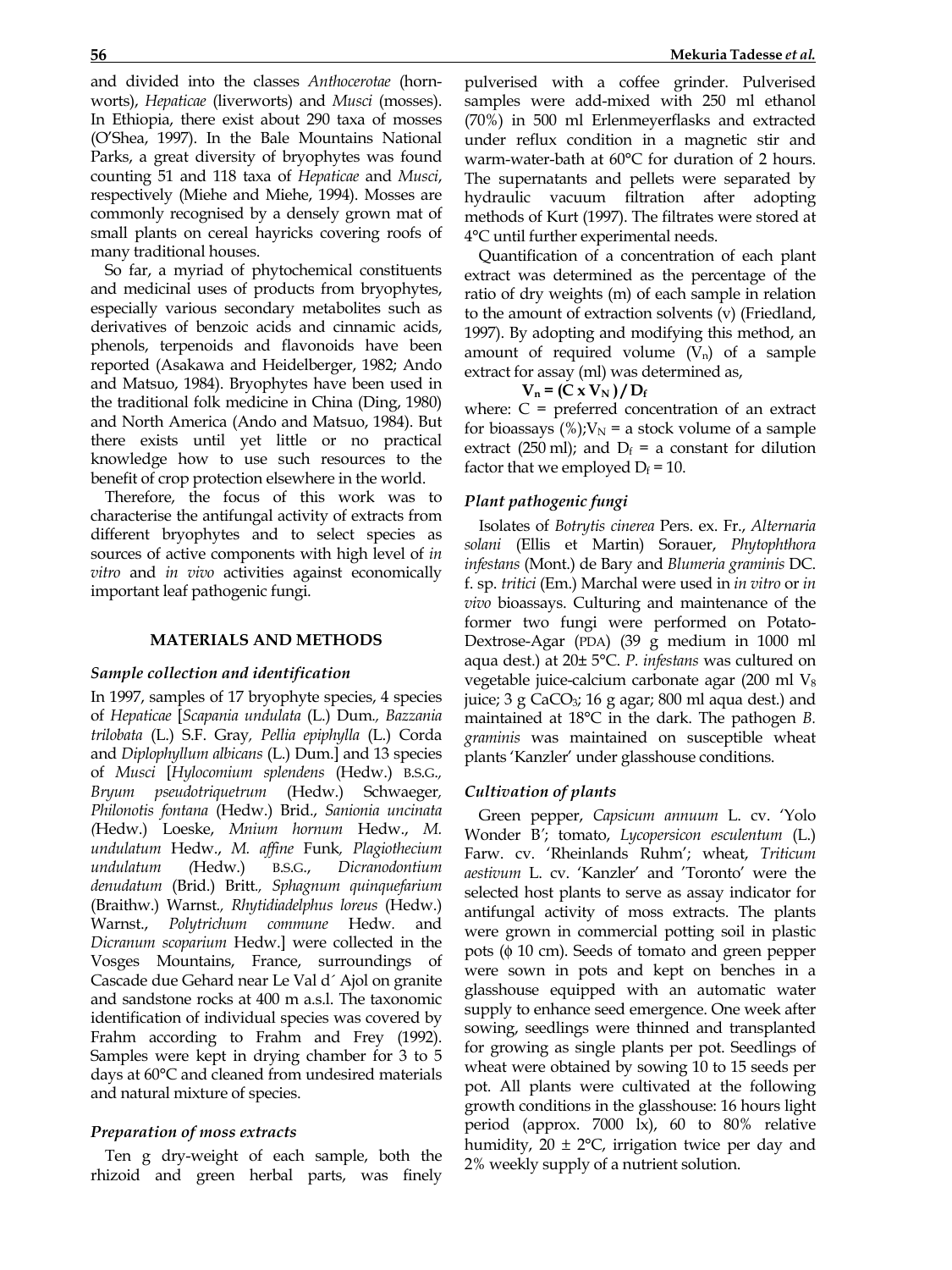and divided into the classes *Anthocerotae* (hornworts), *Hepaticae* (liverworts) and *Musci* (mosses). In Ethiopia, there exist about 290 taxa of mosses (O'Shea, 1997). In the Bale Mountains National Parks, a great diversity of bryophytes was found counting 51 and 118 taxa of *Hepaticae* and *Musci*, respectively (Miehe and Miehe, 1994). Mosses are commonly recognised by a densely grown mat of small plants on cereal hayricks covering roofs of many traditional houses.

So far, a myriad of phytochemical constituents and medicinal uses of products from bryophytes, especially various secondary metabolites such as derivatives of benzoic acids and cinnamic acids, phenols, terpenoids and flavonoids have been reported (Asakawa and Heidelberger, 1982; Ando and Matsuo, 1984). Bryophytes have been used in the traditional folk medicine in China (Ding, 1980) and North America (Ando and Matsuo, 1984). But there exists until yet little or no practical knowledge how to use such resources to the benefit of crop protection elsewhere in the world.

Therefore, the focus of this work was to characterise the antifungal activity of extracts from different bryophytes and to select species as sources of active components with high level of *in vitro* and *in vivo* activities against economically important leaf pathogenic fungi.

## MATERIALS AND METHODS

### *Sample collection and identification*

In 1997, samples of 17 bryophyte species, 4 species of *Hepaticae* [*Scapania undulata* (L.) Dum., *Bazzania trilobata* (L.) S.F. Gray, *Pellia epiphylla* (L.) Corda and *Diplophyllum albicans* (L.) Dum.] and 13 species of *Musci* [*Hylocomium splendens* (Hedw.) B.S.G., *Bryum pseudotriquetrum* (Hedw.) Schwaeger, *Philonotis fontana* (Hedw.) Brid., *Sanionia uncinata* (Hedw.) Loeske, *Mnium hornum* Hedw., *M. undulatum* Hedw., *M. affine* Funk, *Plagiothecium undulatum* (Hedw.) B.S.G., *Dicranodontium denudatum* (Brid.) Britt., *Sphagnum quinquefarium* (Braithw.) Warnst., *Rhytidiadelphus loreus* (Hedw.) Warnst., *Polytrichum commune* Hedw. and *Dicranum scoparium* Hedw.] were collected in the Vosges Mountains, France, surroundings of Cascade due Gehard near Le Val d´ Ajol on granite and sandstone rocks at 400 m a.s.l. The taxonomic identification of individual species was covered by Frahm according to Frahm and Frey (1992). Samples were kept in drying chamber for 3 to 5 days at 60°C and cleaned from undesired materials and natural mixture of species.

### *Preparation of moss extracts*

Ten g dry-weight of each sample, both the rhizoid and green herbal parts, was finely pulverised with a coffee grinder. Pulverised samples were add-mixed with 250 ml ethanol (70%) in 500 ml Erlenmeyerflasks and extracted under reflux condition in a magnetic stir and warm-water-bath at 60°C for duration of 2 hours. The supernatants and pellets were separated by hydraulic vacuum filtration after adopting methods of Kurt (1997). The filtrates were stored at 4°C until further experimental needs.

Quantification of a concentration of each plant extract was determined as the percentage of the ratio of dry weights (m) of each sample in relation to the amount of extraction solvents (v) (Friedland, 1997). By adopting and modifying this method, an amount of required volume ($V_n$) of a sample extract for assay (ml) was determined as,

$$V_n = (C \times V_N) / D_f$$

where: C = preferred concentration of an extract for bioassays (%); $V_N$ = a stock volume of a sample extract (250 ml); and $D_f$ = a constant for dilution factor that we employed $D_f = 10$.

### *Plant pathogenic fungi*

Isolates of *Botrytis cinerea* Pers. ex. Fr., *Alternaria solani* (Ellis et Martin) Sorauer, *Phytophthora infestans* (Mont.) de Bary and *Blumeria graminis* DC. f. sp. *tritici* (Em.) Marchal were used in *in vitro* or *in vivo* bioassays. Culturing and maintenance of the former two fungi were performed on Potato-Dextrose-Agar (PDA) (39 g medium in 1000 ml aqua dest.) at 20± 5°C. *P. infestans* was cultured on vegetable juice-calcium carbonate agar (200 ml $V_8$ juice; 3 g $CaCO_3$; 16 g agar; 800 ml aqua dest.) and maintained at 18°C in the dark. The pathogen *B. graminis* was maintained on susceptible wheat plants 'Kanzler' under glasshouse conditions.

### *Cultivation of plants*

Green pepper, *Capsicum annuum* L. cv. 'Yolo Wonder B'; tomato, *Lycopersicon esculentum* (L.) Farw. cv. 'Rheinlands Ruhm'; wheat, *Triticum aestivum* L. cv. 'Kanzler' and 'Toronto' were the selected host plants to serve as assay indicator for antifungal activity of moss extracts. The plants were grown in commercial potting soil in plastic pots (ϕ 10 cm). Seeds of tomato and green pepper were sown in pots and kept on benches in a glasshouse equipped with an automatic water supply to enhance seed emergence. One week after sowing, seedlings were thinned and transplanted for growing as single plants per pot. Seedlings of wheat were obtained by sowing 10 to 15 seeds per pot. All plants were cultivated at the following growth conditions in the glasshouse: 16 hours light period (approx. 7000 lx), 60 to 80% relative humidity, 20 ± 2°C, irrigation twice per day and 2% weekly supply of a nutrient solution.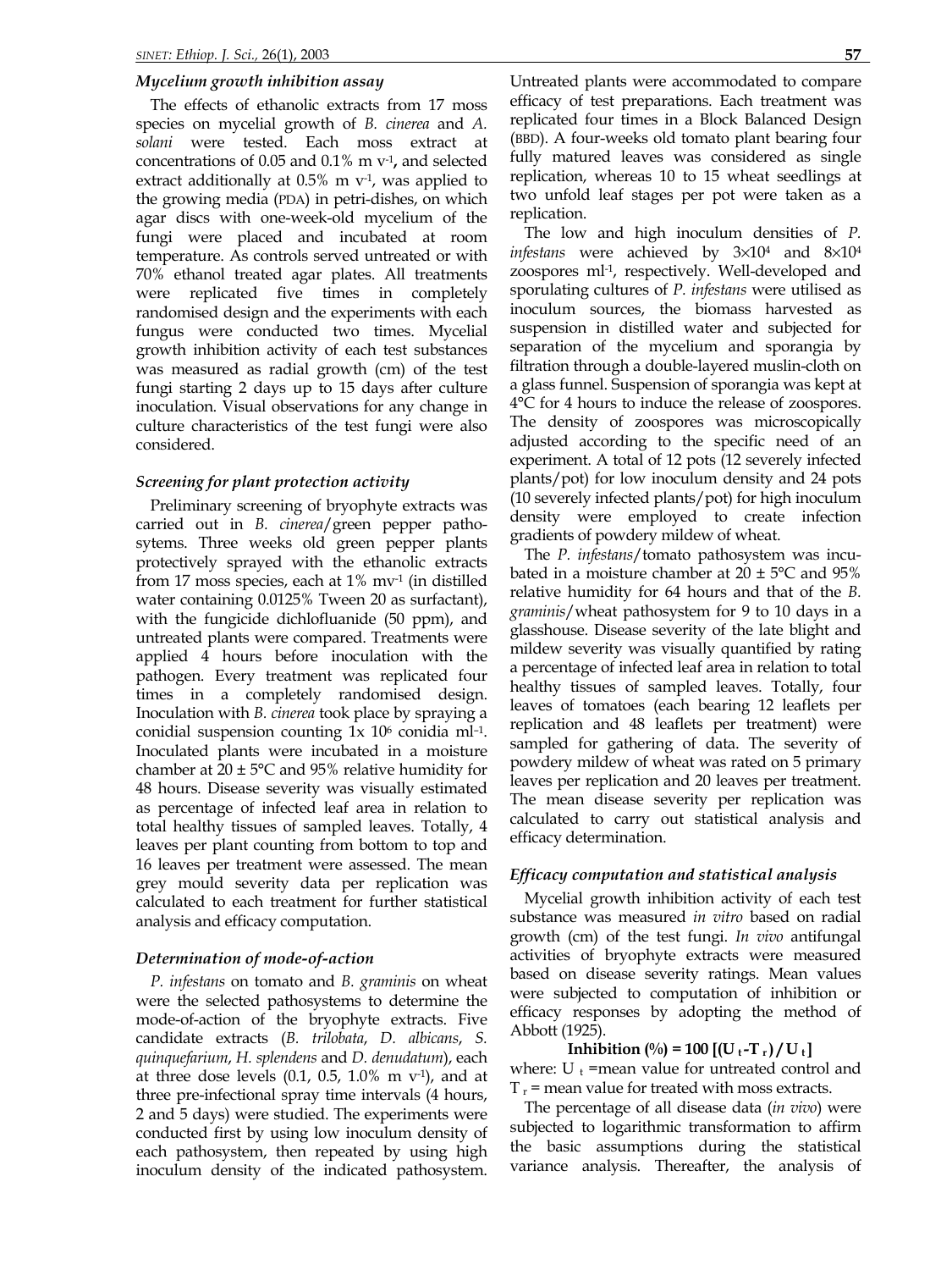### *Mycelium growth inhibition assay*

The effects of ethanolic extracts from 17 moss species on mycelial growth of *B. cinerea* and *A. solani* were tested. Each moss extract at concentrations of 0.05 and 0.1% m $v^{-1}$, and selected extract additionally at 0.5% m $v^{-1}$, was applied to the growing media (PDA) in petri-dishes, on which agar discs with one-week-old mycelium of the fungi were placed and incubated at room temperature. As controls served untreated or with 70% ethanol treated agar plates. All treatments were replicated five times in completely randomised design and the experiments with each fungus were conducted two times. Mycelial growth inhibition activity of each test substances was measured as radial growth (cm) of the test fungi starting 2 days up to 15 days after culture inoculation. Visual observations for any change in culture characteristics of the test fungi were also considered.

### *Screening for plant protection activity*

Preliminary screening of bryophyte extracts was carried out in *B. cinerea*/green pepper pathosytems. Three weeks old green pepper plants protectively sprayed with the ethanolic extracts from 17 moss species, each at 1% $mv^{-1}$ (in distilled water containing 0.0125% Tween 20 as surfactant), with the fungicide dichlofluanide (50 ppm), and untreated plants were compared. Treatments were applied 4 hours before inoculation with the pathogen. Every treatment was replicated four times in a completely randomised design. Inoculation with *B. cinerea* took place by spraying a conidial suspension counting $1 \times 10^6$ conidia $ml^{-1}$. Inoculated plants were incubated in a moisture chamber at $20 \pm 5$°C and 95% relative humidity for 48 hours. Disease severity was visually estimated as percentage of infected leaf area in relation to total healthy tissues of sampled leaves. Totally, 4 leaves per plant counting from bottom to top and 16 leaves per treatment were assessed. The mean grey mould severity data per replication was calculated to each treatment for further statistical analysis and efficacy computation.

### *Determination of mode-of-action*

*P. infestans* on tomato and *B. graminis* on wheat were the selected pathosystems to determine the mode-of-action of the bryophyte extracts. Five candidate extracts (*B. trilobata*, *D. albicans*, *S. quinquefarium*, *H. splendens* and *D. denudatum*), each at three dose levels (0.1, 0.5, 1.0% m $v^{-1}$), and at three pre-infectional spray time intervals (4 hours, 2 and 5 days) were studied. The experiments were conducted first by using low inoculum density of each pathosystem, then repeated by using high inoculum density of the indicated pathosystem. Untreated plants were accommodated to compare efficacy of test preparations. Each treatment was replicated four times in a Block Balanced Design (BBD). A four-weeks old tomato plant bearing four fully matured leaves was considered as single replication, whereas 10 to 15 wheat seedlings at two unfold leaf stages per pot were taken as a replication.

The low and high inoculum densities of *P. infestans* were achieved by $3 \times 10^4$ and $8 \times 10^4$ zoospores $ml^{-1}$, respectively. Well-developed and sporulating cultures of *P. infestans* were utilised as inoculum sources, the biomass harvested as suspension in distilled water and subjected for separation of the mycelium and sporangia by filtration through a double-layered muslin-cloth on a glass funnel. Suspension of sporangia was kept at 4°C for 4 hours to induce the release of zoospores. The density of zoospores was microscopically adjusted according to the specific need of an experiment. A total of 12 pots (12 severely infected plants/pot) for low inoculum density and 24 pots (10 severely infected plants/pot) for high inoculum density were employed to create infection gradients of powdery mildew of wheat.

The *P. infestans*/tomato pathosystem was incubated in a moisture chamber at $20 \pm 5$°C and 95% relative humidity for 64 hours and that of the *B. graminis*/wheat pathosystem for 9 to 10 days in a glasshouse. Disease severity of the late blight and mildew severity was visually quantified by rating a percentage of infected leaf area in relation to total healthy tissues of sampled leaves. Totally, four leaves of tomatoes (each bearing 12 leaflets per replication and 48 leaflets per treatment) were sampled for gathering of data. The severity of powdery mildew of wheat was rated on 5 primary leaves per replication and 20 leaves per treatment. The mean disease severity per replication was calculated to carry out statistical analysis and efficacy determination.

### *Efficacy computation and statistical analysis*

Mycelial growth inhibition activity of each test substance was measured *in vitro* based on radial growth (cm) of the test fungi. *In vivo* antifungal activities of bryophyte extracts were measured based on disease severity ratings. Mean values were subjected to computation of inhibition or efficacy responses by adopting the method of Abbott (1925).

$$\textbf{Inhibition (\%)} = 100\,[(U_t - T_r)/U_t]$$

where: $U_t$ =mean value for untreated control and $T_r$ = mean value for treated with moss extracts.

The percentage of all disease data (*in vivo*) were subjected to logarithmic transformation to affirm the basic assumptions during the statistical variance analysis. Thereafter, the analysis of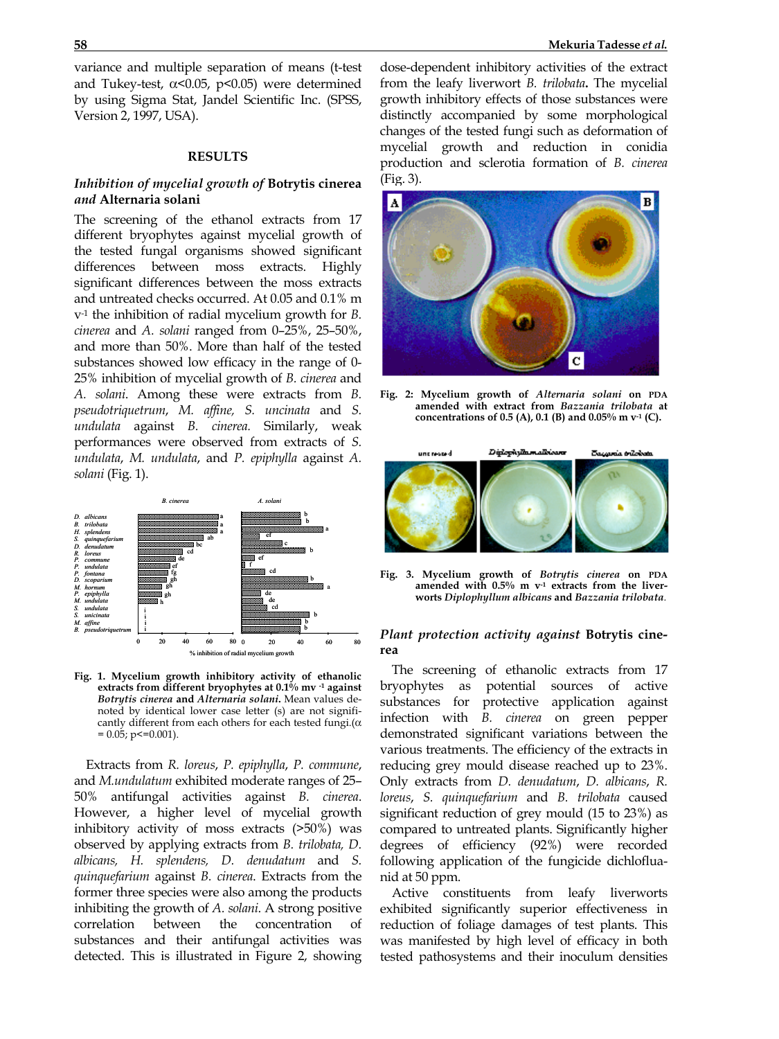variance and multiple separation of means (t-test and Tukey-test, $\alpha<0.05$, $p<0.05$) were determined by using Sigma Stat, Jandel Scientific Inc. (SPSS, Version 2, 1997, USA).

## RESULTS

### *Inhibition of mycelial growth of* Botrytis cinerea *and* Alternaria solani

The screening of the ethanol extracts from 17 different bryophytes against mycelial growth of the tested fungal organisms showed significant differences between moss extracts. Highly significant differences between the moss extracts and untreated checks occurred. At 0.05 and 0.1% m $v^{-1}$ the inhibition of radial mycelium growth for *B. cinerea* and *A. solani* ranged from 0–25%, 25–50%, and more than 50%. More than half of the tested substances showed low efficacy in the range of 0-25% inhibition of mycelial growth of *B. cinerea* and *A. solani*. Among these were extracts from *B. pseudotriquetrum*, *M. affine*, *S. uncinata* and *S. undulata* against *B. cinerea.* Similarly, weak performances were observed from extracts of *S. undulata*, *M. undulata*, and *P. epiphylla* against *A. solani* (Fig. 1).

**Fig. 1. Mycelium growth inhibitory activity of ethanolic extracts from different bryophytes at 0.1% mv $^{-1}$ against *Botrytis cinerea* and *Alternaria solani*.** Mean values denoted by identical lower case letter (s) are not significantly different from each others for each tested fungi.($\alpha$ = 0.05; p<=0.001).

Extracts from *R. loreus*, *P. epiphylla*, *P. commune*, and *M.undulatum* exhibited moderate ranges of 25–50% antifungal activities against *B. cinerea*. However, a higher level of mycelial growth inhibitory activity of moss extracts (>50%) was observed by applying extracts from *B. trilobata, D. albicans, H. splendens, D. denudatum* and *S. quinquefarium* against *B. cinerea*. Extracts from the former three species were also among the products inhibiting the growth of *A. solani.* A strong positive correlation between the concentration of substances and their antifungal activities was detected. This is illustrated in Figure 2, showing dose-dependent inhibitory activities of the extract from the leafy liverwort *B. trilobata***.** The mycelial growth inhibitory effects of those substances were distinctly accompanied by some morphological changes of the tested fungi such as deformation of mycelial growth and reduction in conidia production and sclerotia formation of *B. cinerea* (Fig. 3).

**Fig. 2: Mycelium growth of *Alternaria solani* on PDA amended with extract from *Bazzania trilobata* at concentrations of 0.5 (A), 0.1 (B) and 0.05% m v$^{-1}$ (C).**

**Fig. 3. Mycelium growth of *Botrytis cinerea* on PDA amended with 0.5% m v$^{-1}$ extracts from the liverworts *Diplophyllum albicans* and *Bazzania trilobata*.**

### *Plant protection activity against* Botrytis cinerea

The screening of ethanolic extracts from 17 bryophytes as potential sources of active substances for protective application against infection with *B. cinerea* on green pepper demonstrated significant variations between the various treatments. The efficiency of the extracts in reducing grey mould disease reached up to 23%. Only extracts from *D. denudatum*, *D. albicans*, *R. loreus*, *S. quinquefarium* and *B. trilobata* caused significant reduction of grey mould (15 to 23%) as compared to untreated plants. Significantly higher degrees of efficiency (92%) were recorded following application of the fungicide dichlofluanid at 50 ppm.

Active constituents from leafy liverworts exhibited significantly superior effectiveness in reduction of foliage damages of test plants. This was manifested by high level of efficacy in both tested pathosystems and their inoculum densities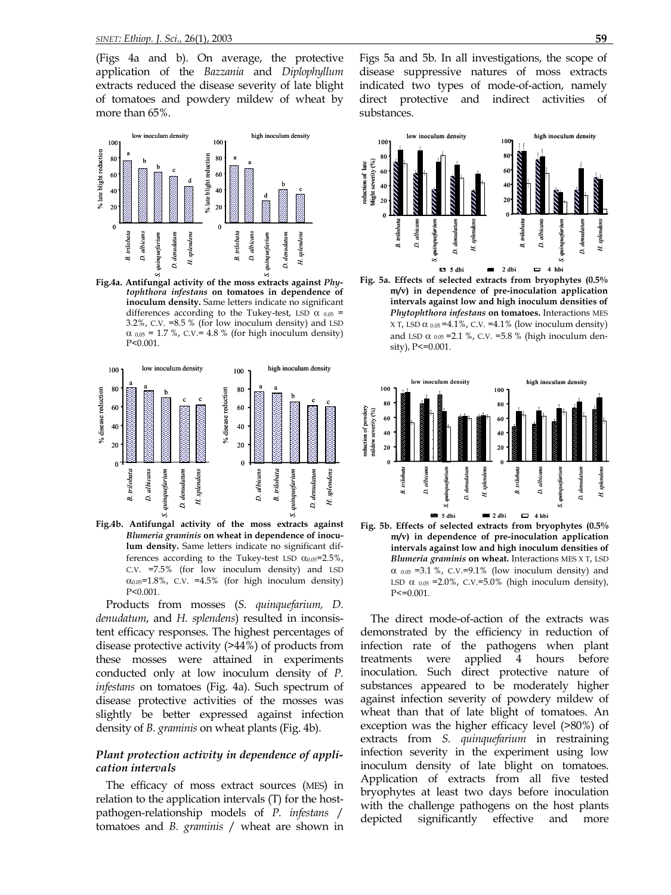(Figs 4a and b). On average, the protective application of the *Bazzania* and *Diplophyllum* extracts reduced the disease severity of late blight of tomatoes and powdery mildew of wheat by more than 65%.

**Fig.4a. Antifungal activity of the moss extracts against *Phytophthora infestans* on tomatoes in dependence of inoculum density.** Same letters indicate no significant differences according to the Tukey-test, LSD $\alpha_{0.05}$ = 3.2%, C.V. =8.5 % (for low inoculum density) and LSD $\alpha_{0.05}$ = 1.7 %, C.V.= 4.8 % (for high inoculum density) P<0.001.

**Fig.4b. Antifungal activity of the moss extracts against *Blumeria graminis* on wheat in dependence of inoculum density.** Same letters indicate no significant differences according to the Tukey-test LSD $\alpha_{0.05}$=2.5%, C.V. =7.5% (for low inoculum density) and LSD $\alpha_{0.05}$=1.8%, C.V. =4.5% (for high inoculum density) P<0.001.

Products from mosses (*S. quinquefarium, D. denudatum*, and *H. splendens*) resulted in inconsistent efficacy responses. The highest percentages of disease protective activity (>44%) of products from these mosses were attained in experiments conducted only at low inoculum density of *P. infestans* on tomatoes (Fig. 4a). Such spectrum of disease protective activities of the mosses was slightly be better expressed against infection density of *B. graminis* on wheat plants (Fig. 4b).

### *Plant protection activity in dependence of application intervals*

The efficacy of moss extract sources (MES) in relation to the application intervals (T) for the host-pathogen-relationship models of *P. infestans* / tomatoes and *B. graminis* / wheat are shown in Figs 5a and 5b. In all investigations, the scope of disease suppressive natures of moss extracts indicated two types of mode-of-action, namely direct protective and indirect activities of substances.

**Fig. 5a. Effects of selected extracts from bryophytes (0.5% m/v) in dependence of pre-inoculation application intervals against low and high inoculum densities of *Phytophthora infestans* on tomatoes.** Interactions MES X T, LSD $\alpha_{0.05}$ =4.1%, C.V. =4.1% (low inoculum density) and LSD $\alpha_{0.05}$ =2.1 %, C.V. =5.8 % (high inoculum density), P<=0.001.

**Fig. 5b. Effects of selected extracts from bryophytes (0.5% m/v) in dependence of pre-inoculation application intervals against low and high inoculum densities of *Blumeria graminis* on wheat.** Interactions MES X T, LSD $\alpha_{0.05}$ =3.1 %, C.V.=9.1% (low inoculum density) and LSD $\alpha_{0.05}$ =2.0%, C.V.=5.0% (high inoculum density), P<=0.001.

The direct mode-of-action of the extracts was demonstrated by the efficiency in reduction of infection rate of the pathogens when plant treatments were applied 4 hours before inoculation. Such direct protective nature of substances appeared to be moderately higher against infection severity of powdery mildew of wheat than that of late blight of tomatoes. An exception was the higher efficacy level (>80%) of extracts from *S. quinquefarium* in restraining infection severity in the experiment using low inoculum density of late blight on tomatoes. Application of extracts from all five tested bryophytes at least two days before inoculation with the challenge pathogens on the host plants depicted significantly effective and more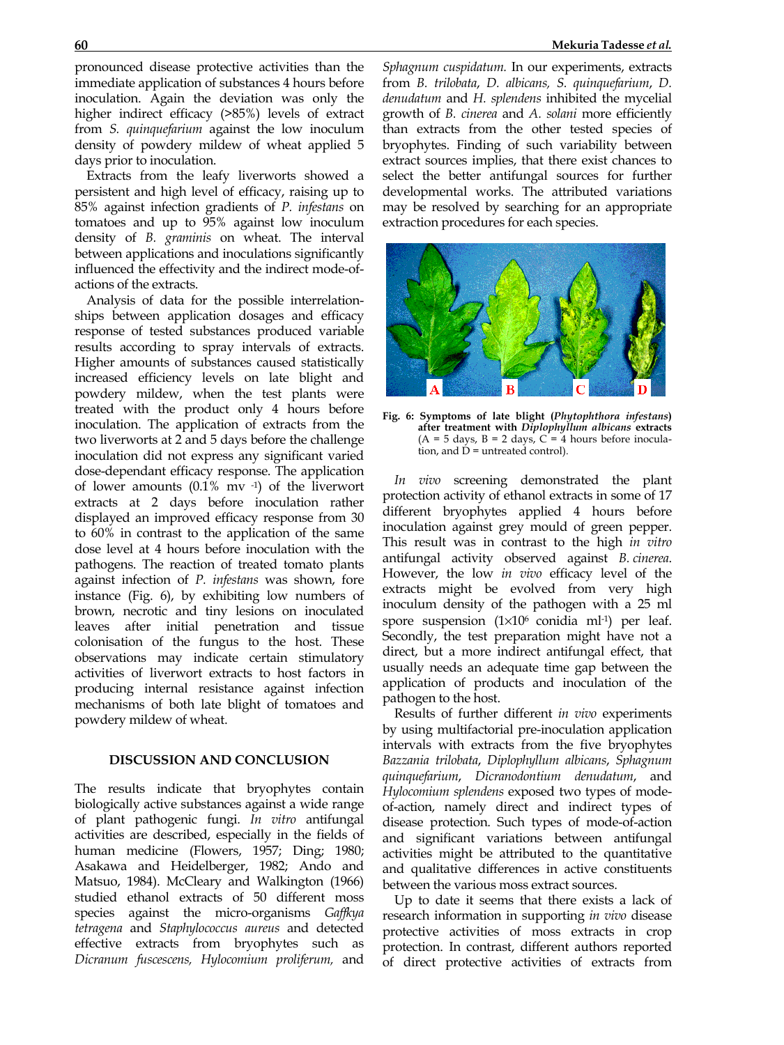pronounced disease protective activities than the immediate application of substances 4 hours before inoculation. Again the deviation was only the higher indirect efficacy (>85%) levels of extract from *S. quinquefarium* against the low inoculum density of powdery mildew of wheat applied 5 days prior to inoculation.

Extracts from the leafy liverworts showed a persistent and high level of efficacy, raising up to 85% against infection gradients of *P. infestans* on tomatoes and up to 95% against low inoculum density of *B. graminis* on wheat. The interval between applications and inoculations significantly influenced the effectivity and the indirect mode-of-actions of the extracts.

Analysis of data for the possible interrelationships between application dosages and efficacy response of tested substances produced variable results according to spray intervals of extracts. Higher amounts of substances caused statistically increased efficiency levels on late blight and powdery mildew, when the test plants were treated with the product only 4 hours before inoculation. The application of extracts from the two liverworts at 2 and 5 days before the challenge inoculation did not express any significant varied dose-dependant efficacy response. The application of lower amounts (0.1% mv $^{-1}$) of the liverwort extracts at 2 days before inoculation rather displayed an improved efficacy response from 30 to 60% in contrast to the application of the same dose level at 4 hours before inoculation with the pathogens. The reaction of treated tomato plants against infection of *P. infestans* was shown, fore instance (Fig. 6), by exhibiting low numbers of brown, necrotic and tiny lesions on inoculated leaves after initial penetration and tissue colonisation of the fungus to the host. These observations may indicate certain stimulatory activities of liverwort extracts to host factors in producing internal resistance against infection mechanisms of both late blight of tomatoes and powdery mildew of wheat.

## DISCUSSION AND CONCLUSION

The results indicate that bryophytes contain biologically active substances against a wide range of plant pathogenic fungi. *In vitro* antifungal activities are described, especially in the fields of human medicine (Flowers, 1957; Ding; 1980; Asakawa and Heidelberger, 1982; Ando and Matsuo, 1984). McCleary and Walkington (1966) studied ethanol extracts of 50 different moss species against the micro-organisms *Gaffkya tetragena* and *Staphylocococus aureus* and detected effective extracts from bryophytes such as *Dicranum fuscescens, Hylocomium proliferum,* and *Sphagnum cuspidatum.* In our experiments, extracts from *B. trilobata*, *D. albicans, S. quinquefarium*, *D. denudatum* and *H. splendens* inhibited the mycelial growth of *B. cinerea* and *A. solani* more efficiently than extracts from the other tested species of bryophytes. Finding of such variability between extract sources implies, that there exist chances to select the better antifungal sources for further developmental works. The attributed variations may be resolved by searching for an appropriate extraction procedures for each species.

**Fig. 6: Symptoms of late blight (*Phytophthora infestans*) after treatment with *Diplophyllum albicans* extracts** (A = 5 days, B = 2 days, C = 4 hours before inoculation, and D = untreated control).

*In vivo* screening demonstrated the plant protection activity of ethanol extracts in some of 17 different bryophytes applied 4 hours before inoculation against grey mould of green pepper. This result was in contrast to the high *in vitro* antifungal activity observed against *B. cinerea.* However, the low *in vivo* efficacy level of the extracts might be evolved from very high inoculum density of the pathogen with a 25 ml spore suspension ($1 \times 10^6$ conidia ml$^{-1}$) per leaf. Secondly, the test preparation might have not a direct, but a more indirect antifungal effect, that usually needs an adequate time gap between the application of products and inoculation of the pathogen to the host.

Results of further different *in vivo* experiments by using multifactorial pre-inoculation application intervals with extracts from the five bryophytes *Bazzania trilobata*, *Diplophyllum albicans*, *Sphagnum quinquefarium*, *Dicranodontium denudatum*, and *Hylocomium splendens* exposed two types of mode-of-action, namely direct and indirect types of disease protection. Such types of mode-of-action and significant variations between antifungal activities might be attributed to the quantitative and qualitative differences in active constituents between the various moss extract sources.

Up to date it seems that there exists a lack of research information in supporting *in vivo* disease protective activities of moss extracts in crop protection. In contrast, different authors reported of direct protective activities of extracts from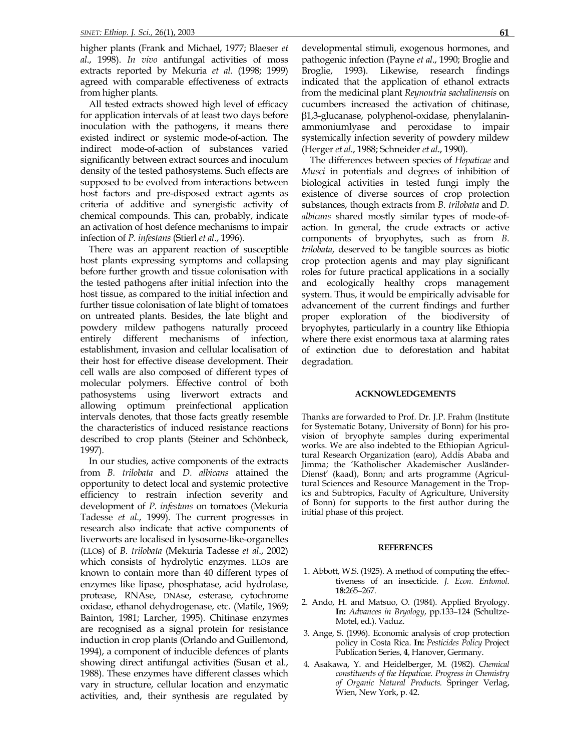higher plants (Frank and Michael, 1977; Blaeser *et al*., 1998). *In vivo* antifungal activities of moss extracts reported by Mekuria *et al.* (1998; 1999) agreed with comparable effectiveness of extracts from higher plants.

All tested extracts showed high level of efficacy for application intervals of at least two days before inoculation with the pathogens, it means there existed indirect or systemic mode-of-action. The indirect mode-of-action of substances varied significantly between extract sources and inoculum density of the tested pathosystems. Such effects are supposed to be evolved from interactions between host factors and pre-disposed extract agents as criteria of additive and synergistic activity of chemical compounds. This can, probably, indicate an activation of host defence mechanisms to impair infection of *P. infestans* (Stierl *et al*., 1996).

There was an apparent reaction of susceptible host plants expressing symptoms and collapsing before further growth and tissue colonisation with the tested pathogens after initial infection into the host tissue, as compared to the initial infection and further tissue colonisation of late blight of tomatoes on untreated plants. Besides, the late blight and powdery mildew pathogens naturally proceed entirely different mechanisms of infection, establishment, invasion and cellular localisation of their host for effective disease development. Their cell walls are also composed of different types of molecular polymers. Effective control of both pathosystems using liverwort extracts and allowing optimum preinfectional application intervals denotes, that those facts greatly resemble the characteristics of induced resistance reactions described to crop plants (Steiner and Schönbeck, 1997).

In our studies, active components of the extracts from *B. trilobata* and *D. albicans* attained the opportunity to detect local and systemic protective efficiency to restrain infection severity and development of *P. infestans* on tomatoes (Mekuria Tadesse *et al*., 1999). The current progresses in research also indicate that active components of liverworts are localised in lysosome-like-organelles (LLOs) of *B. trilobata* (Mekuria Tadesse *et al*., 2002) which consists of hydrolytic enzymes. LLOs are known to contain more than 40 different types of enzymes like lipase, phosphatase, acid hydrolase, protease, RNAse, DNAse, esterase, cytochrome oxidase, ethanol dehydrogenase, etc. (Matile, 1969; Bainton, 1981; Larcher, 1995). Chitinase enzymes are recognised as a signal protein for resistance induction in crop plants (Orlando and Guillemond, 1994), a component of inducible defences of plants showing direct antifungal activities (Susan et al., 1988). These enzymes have different classes which vary in structure, cellular location and enzymatic activities, and, their synthesis are regulated by developmental stimuli, exogenous hormones, and pathogenic infection (Payne *et al*., 1990; Broglie and Broglie, 1993). Likewise, research findings indicated that the application of ethanol extracts from the medicinal plant *Reynoutria sachalinensis* on cucumbers increased the activation of chitinase, β1,3-glucanase, polyphenol-oxidase, phenylalanin-ammoniumlyase and peroxidase to impair systemically infection severity of powdery mildew (Herger *et al*., 1988; Schneider *et al*., 1990).

The differences between species of *Hepaticae* and *Musci* in potentials and degrees of inhibition of biological activities in tested fungi imply the existence of diverse sources of crop protection substances, though extracts from *B. trilobata* and *D. albicans* shared mostly similar types of mode-of-action. In general, the crude extracts or active components of bryophytes, such as from *B. trilobata*, deserved to be tangible sources as biotic crop protection agents and may play significant roles for future practical applications in a socially and ecologically healthy crops management system. Thus, it would be empirically advisable for advancement of the current findings and further proper exploration of the biodiversity of bryophytes, particularly in a country like Ethiopia where there exist enormous taxa at alarming rates of extinction due to deforestation and habitat degradation.

## ACKNOWLEDGEMENTS

Thanks are forwarded to Prof. Dr. J.P. Frahm (Institute for Systematic Botany, University of Bonn) for his provision of bryophyte samples during experimental works. We are also indebted to the Ethiopian Agricultural Research Organization (earo), Addis Ababa and Jimma; the 'Katholischer Akademischer Ausländer-Dienst' (kaad), Bonn; and arts programme (Agricultural Sciences and Resource Management in the Tropics and Subtropics, Faculty of Agriculture, University of Bonn) for supports to the first author during the initial phase of this project.

## REFERENCES

1. Abbott, W.S. (1925). A method of computing the effectiveness of an insecticide. *J. Econ. Entomol.* **18:**265–267.
2. Ando, H. and Matsuo, O. (1984). Applied Bryology. **In:** *Advances in Bryology*, pp.133–124 (Schultze-Motel, ed.). Vaduz.
3. Ange, S. (1996). Economic analysis of crop protection policy in Costa Rica. **In:** *Pesticides Policy* Project Publication Series, **4**, Hanover, Germany.
4. Asakawa, Y. and Heidelberger, M. (1982). *Chemical constituents of the Hepaticae. Progress in Chemistry of Organic Natural Products.* Springer Verlag, Wien, New York, p. 42.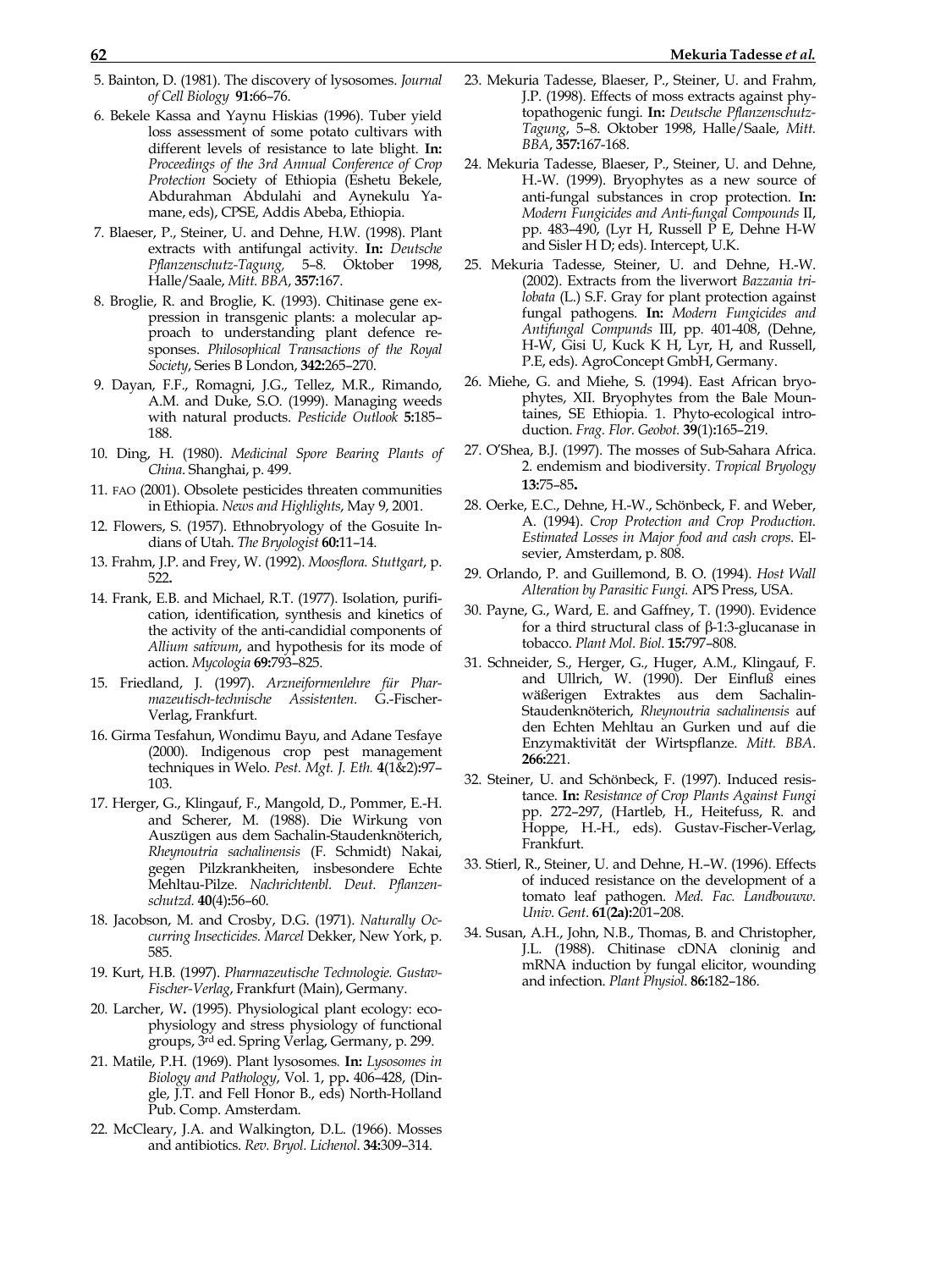5. Bainton, D. (1981). The discovery of lysosomes. *Journal of Cell Biology* **91:**66–76.

6. Bekele Kassa and Yaynu Hiskias (1996). Tuber yield loss assessment of some potato cultivars with different levels of resistance to late blight. **In:** *Proceedings of the 3rd Annual Conference of Crop Protection* Society of Ethiopia (Eshetu Bekele, Abdurahman Abdulahi and Aynekulu Yamane, eds), CPSE, Addis Abeba, Ethiopia.

7. Blaeser, P., Steiner, U. and Dehne, H.W. (1998). Plant extracts with antifungal activity. **In:** *Deutsche Pflanzenschutz-Tagung,* 5–8. Oktober 1998, Halle/Saale, *Mitt. BBA*, **357:**167.

8. Broglie, R. and Broglie, K. (1993). Chitinase gene expression in transgenic plants: a molecular approach to understanding plant defence responses. *Philosophical Transactions of the Royal Society*, Series B London, **342:**265–270.

9. Dayan, F.F., Romagni, J.G., Tellez, M.R., Rimando, A.M. and Duke, S.O. (1999). Managing weeds with natural products. *Pesticide Outlook* **5:**185–188.

10. Ding, H. (1980). *Medicinal Spore Bearing Plants of China.* Shanghai, p. 499.

11. FAO (2001). Obsolete pesticides threaten communities in Ethiopia. *News and Highlights*, May 9, 2001.

12. Flowers, S. (1957). Ethnobryology of the Gosuite Indians of Utah. *The Bryologist* **60:**11–14.

13. Frahm, J.P. and Frey, W. (1992). *Moosflora. Stuttgart*, p. 522**.**

14. Frank, E.B. and Michael, R.T. (1977). Isolation, purification, identification, synthesis and kinetics of the activity of the anti-candidial components of *Allium sativum*, and hypothesis for its mode of action. *Mycologia* **69:**793–825.

15. Friedland, J. (1997). *Arzneiformenlehre für Pharmazeutisch-technische Assistenten.* G.-Fischer-Verlag, Frankfurt.

16. Girma Tesfahun, Wondimu Bayu, and Adane Tesfaye (2000). Indigenous crop pest management techniques in Welo. *Pest. Mgt. J. Eth.* **4**(1&2)**:**97–103.

17. Herger, G., Klingauf, F., Mangold, D., Pommer, E.-H. and Scherer, M. (1988). Die Wirkung von Auszügen aus dem Sachalin-Staudenknöterich, *Rheynoutria sachalinensis* (F. Schmidt) Nakai, gegen Pilzkrankheiten, insbesondere Echte Mehltau-Pilze. *Nachrichtenbl. Deut. Pflanzenschutzd.* **40**(4)**:**56–60.

18. Jacobson, M. and Crosby, D.G. (1971). *Naturally Occurring Insecticides. Marcel* Dekker, New York, p. 585.

19. Kurt, H.B. (1997). *Pharmazeutische Technologie. Gustav-Fischer-Verlag*, Frankfurt (Main), Germany.

20. Larcher, W**.** (1995). Physiological plant ecology: ecophysiology and stress physiology of functional groups, 3rd ed. Spring Verlag, Germany, p. 299.

21. Matile, P.H. (1969). Plant lysosomes. **In:** *Lysosomes in Biology and Pathology*, Vol. 1, pp**.** 406–428, (Dingle, J.T. and Fell Honor B., eds) North-Holland Pub. Comp. Amsterdam.

22. McCleary, J.A. and Walkington, D.L. (1966). Mosses and antibiotics. *Rev. Bryol. Lichenol*. **34:**309–314.

23. Mekuria Tadesse, Blaeser, P., Steiner, U. and Frahm, J.P. (1998). Effects of moss extracts against phytopathogenic fungi. **In:** *Deutsche Pflanzenschutz-Tagung*, 5–8. Oktober 1998, Halle/Saale, *Mitt. BBA*, **357:**167-168.

24. Mekuria Tadesse, Blaeser, P., Steiner, U. and Dehne, H.-W. (1999). Bryophytes as a new source of anti-fungal substances in crop protection. **In:** *Modern Fungicides and Anti-fungal Compounds* II, pp. 483–490, (Lyr H, Russell P E, Dehne H-W and Sisler H D; eds). Intercept, U.K.

25. Mekuria Tadesse, Steiner, U. and Dehne, H.-W. (2002). Extracts from the liverwort *Bazzania trilobata* (L.) S.F. Gray for plant protection against fungal pathogens. **In:** *Modern Fungicides and Antifungal Compunds* III, pp. 401-408, (Dehne, H-W, Gisi U, Kuck K H, Lyr, H, and Russell, P.E, eds). AgroConcept GmbH, Germany.

26. Miehe, G. and Miehe, S. (1994). East African bryophytes, XII. Bryophytes from the Bale Mountaines, SE Ethiopia. 1. Phyto-ecological introduction. *Frag. Flor. Geobot.* **39**(1)**:**165–219.

27. O'Shea, B.J. (1997). The mosses of Sub-Sahara Africa. 2. endemism and biodiversity. *Tropical Bryology* **13:**75–85**.**

28. Oerke, E.C., Dehne, H.-W., Schönbeck, F. and Weber, A. (1994). *Crop Protection and Crop Production. Estimated Losses in Major food and cash crops*. Elsevier, Amsterdam, p. 808.

29. Orlando, P. and Guillemond, B. O. (1994). *Host Wall Alteration by Parasitic Fungi.* APS Press, USA.

30. Payne, G., Ward, E. and Gaffney, T. (1990). Evidence for a third structural class of β-1:3-glucanase in tobacco. *Plant Mol. Biol*. **15:**797–808.

31. Schneider, S., Herger, G., Huger, A.M., Klingauf, F. and Ullrich, W. (1990). Der Einfluß eines wäßerigen Extraktes aus dem Sachalin-Staudenknöterich, *Rheynoutria sachalinensis* auf den Echten Mehltau an Gurken und auf die Enzymaktivität der Wirtspflanze. *Mitt. BBA*. **266:**221.

32. Steiner, U. and Schönbeck, F. (1997). Induced resistance. **In:** *Resistance of Crop Plants Against Fungi* pp. 272–297, (Hartleb, H., Heitefuss, R. and Hoppe, H.-H., eds). Gustav-Fischer-Verlag, Frankfurt.

33. Stierl, R., Steiner, U. and Dehne, H.–W. (1996). Effects of induced resistance on the development of a tomato leaf pathogen. *Med. Fac. Landbouww. Univ. Gent.* **61**(**2a**)**:**201–208.

34. Susan, A.H., John, N.B., Thomas, B. and Christopher, J.L. (1988). Chitinase cDNA cloninig and mRNA induction by fungal elicitor, wounding and infection. *Plant Physiol.* **86:**182–186.